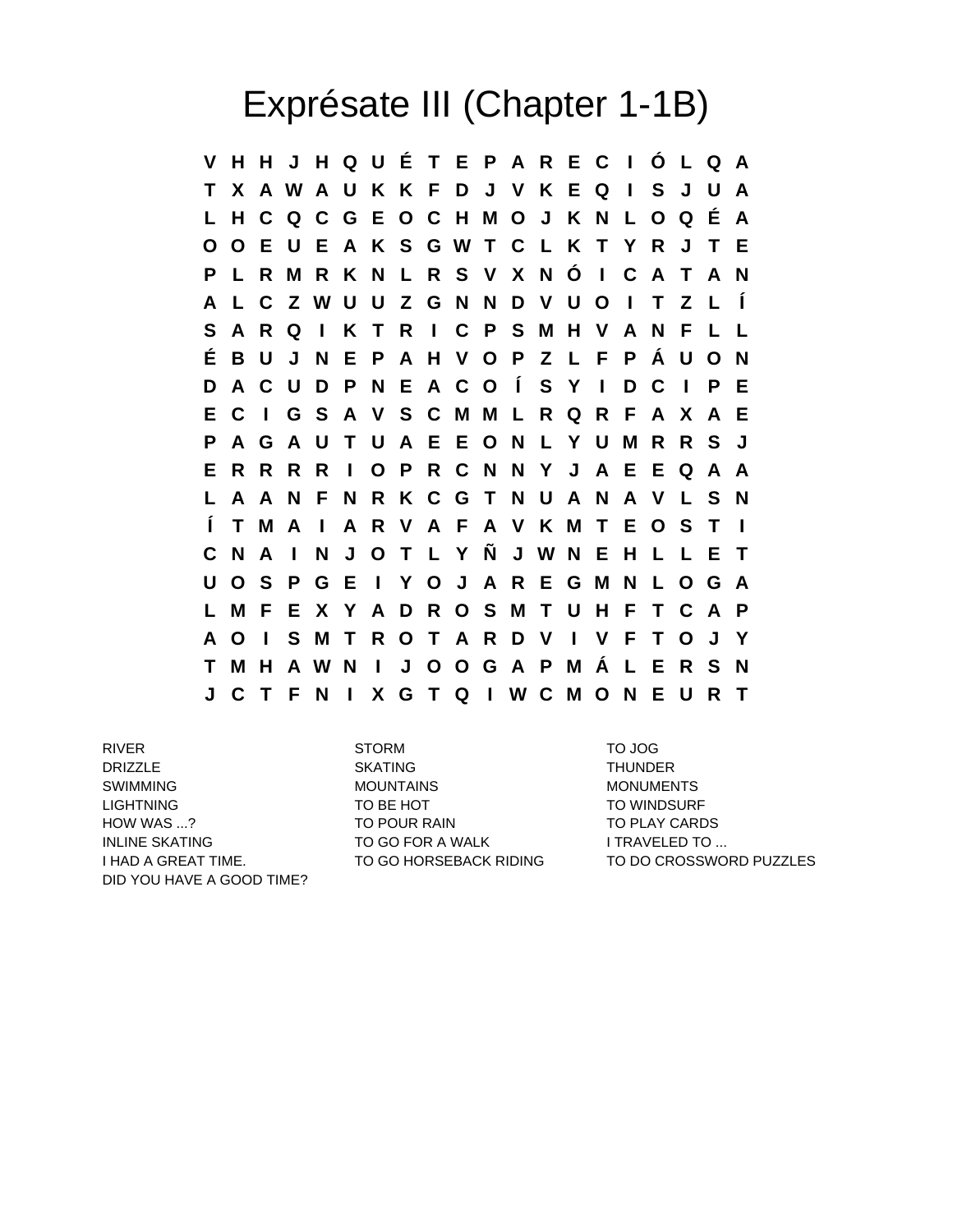# Exprésate III (Chapter 1-1B)

```
V H H J H Q U É T E P A R E C I Ó L Q A
T X A W A U K K F D J V K E Q I S J U A
L H C Q C G E O C H M O J K N L O Q É A
O O E U E A K S G W T C L K T Y R J T E
P L R M R K N L R S V X N Ó I C A T A N
A L C Z W U U Z G N N D V U O I T Z L Í
S A R Q I K T R I C P S M H V A N F L L
É B U J N E P A H V O P Z L F P Á U O N
D A C U D P N E A C O Í S Y I D C I P E
E C I G S A V S C M M L R Q R F A X A E
P A G A U T U A E E O N L Y U M R R S J
E R R R R I O P R C N N Y J A E E Q A A
L A A N F N R K C G T N U A N A V L S N
Í T M A I A R V A F A V K M T E O S T I
C N A I N J O T L Y Ñ J W N E H L L E T
U O S P G E I Y O J A R E G M N L O G A
L M F E X Y A D R O S M T U H F T C A P
A O I S M T R O T A R D V I V F T O J Y
T M H A W N I J O O G A P M Á L E R S N
J C T F N I X G T Q I W C M O N E U R T
```

RIVER
DRIZZLE
SWIMMING
LIGHTNING
HOW WAS ...?
INLINE SKATING
I HAD A GREAT TIME.
DID YOU HAVE A GOOD TIME?
STORM
SKATING
MOUNTAINS
TO BE HOT
TO POUR RAIN
TO GO FOR A WALK
TO GO HORSEBACK RIDING
TO JOG
THUNDER
MONUMENTS
TO WINDSURF
TO PLAY CARDS
I TRAVELED TO ...
TO DO CROSSWORD PUZZLES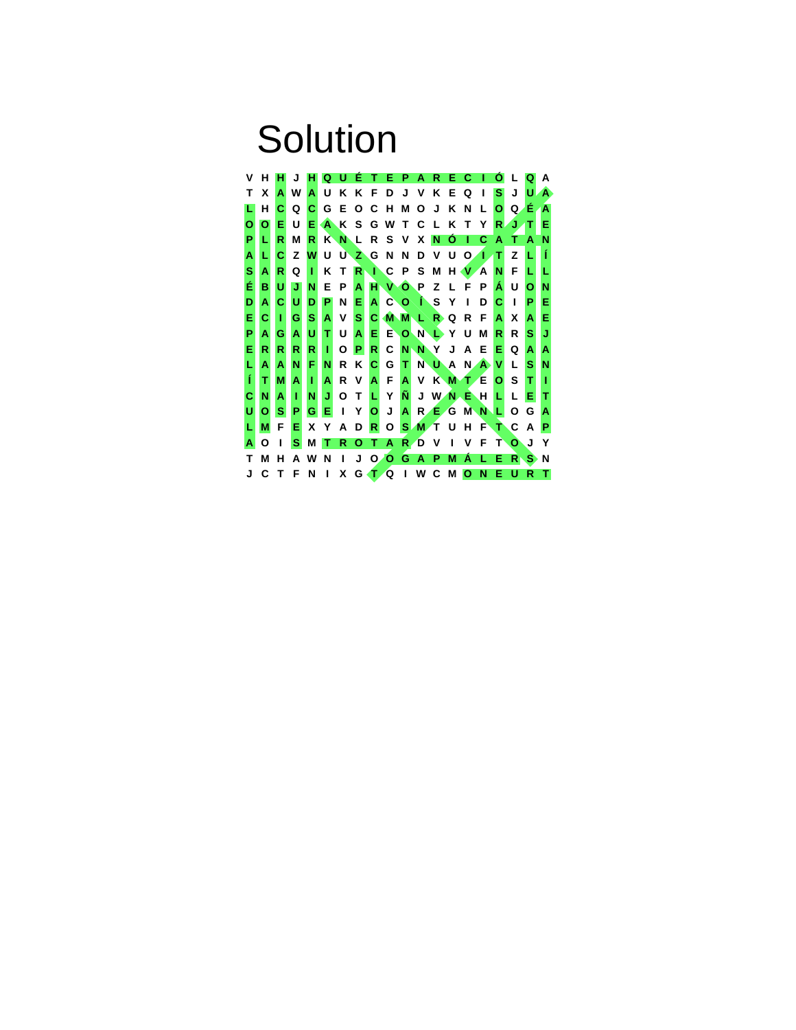# Solution

| | | | | | | | | | | | | | | | | | | | |
|---|---|---|---|---|---|---|---|---|---|---|---|---|---|---|---|---|---|---|---|
| V | H | H | J | H | Q | U | É | T | E | P | A | R | E | C | I | Ó | L | Q | A |
| T | X | A | W | A | U | K | K | F | D | J | V | K | E | Q | I | S | J | U | A |
| L | H | C | Q | C | G | E | O | C | H | M | O | J | K | N | L | O | Q | É | A |
| O | O | E | U | E | A | K | S | G | W | T | C | L | K | T | Y | R | J | T | E |
| P | L | R | M | R | K | N | L | R | S | V | X | N | Ó | I | C | A | T | A | N |
| A | L | C | Z | W | U | U | Z | G | N | N | D | V | U | O | I | T | Z | L | Í |
| S | A | R | Q | I | K | T | R | I | C | P | S | M | H | V | A | N | F | L | L |
| É | B | U | J | N | E | P | A | H | V | O | P | Z | L | F | P | Á | U | O | N |
| D | A | C | U | D | P | N | E | A | C | O | Í | S | Y | I | D | C | I | P | E |
| E | C | I | G | S | A | V | S | C | M | M | L | R | Q | R | F | A | X | A | E |
| P | A | G | A | U | T | U | A | E | E | O | N | L | Y | U | M | R | R | S | J |
| E | R | R | R | R | I | O | P | R | C | N | N | Y | J | A | E | E | Q | A | A |
| L | A | A | N | F | N | R | K | C | G | T | N | U | A | N | A | V | L | S | N |
| Í | T | M | A | I | A | R | V | A | F | A | V | K | M | T | E | O | S | T | I |
| C | N | A | I | N | J | O | T | L | Y | Ñ | J | W | N | E | H | L | L | E | T |
| U | O | S | P | G | E | I | Y | O | J | A | R | E | G | M | N | L | O | G | A |
| L | M | F | E | X | Y | A | D | R | O | S | M | T | U | H | F | T | C | A | P |
| A | O | I | S | M | T | R | O | T | A | R | D | V | I | V | F | T | O | J | Y |
| T | M | H | A | W | N | I | J | O | O | G | A | P | M | Á | L | E | R | S | N |
| J | C | T | F | N | I | X | G | T | Q | I | W | C | M | O | N | E | U | R | T |